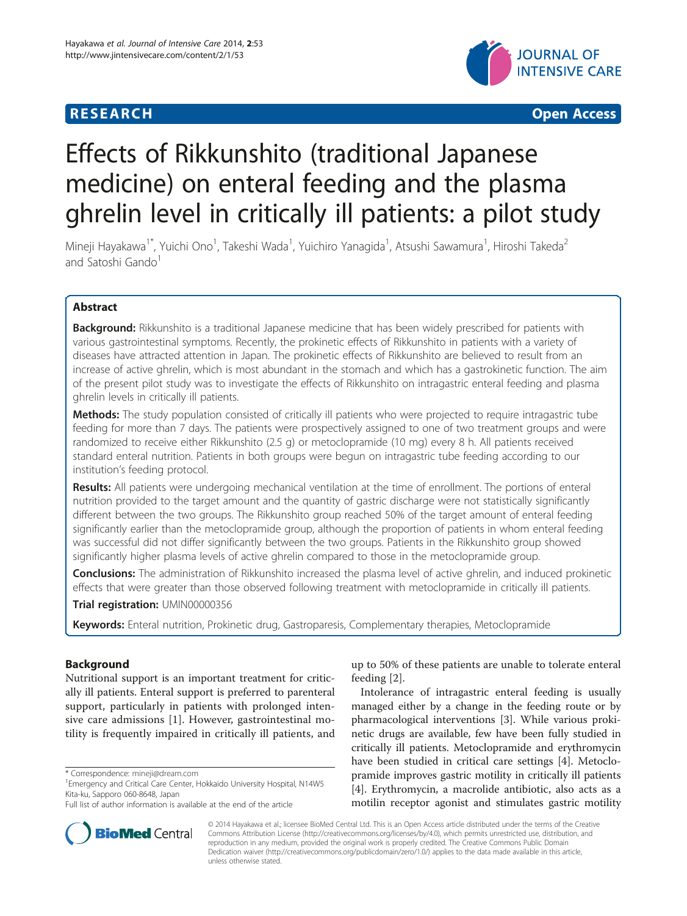RESEARCH Open Access

# Effects of Rikkunshito (traditional Japanese medicine) on enteral feeding and the plasma ghrelin level in critically ill patients: a pilot study

Mineji Hayakawa[1*], Yuichi Ono[1], Takeshi Wada[1], Yuichiro Yanagida[1], Atsushi Sawamura[1], Hiroshi Takeda[2] and Satoshi Gando[1]

## Abstract

**Background:** Rikkunshito is a traditional Japanese medicine that has been widely prescribed for patients with various gastrointestinal symptoms. Recently, the prokinetic effects of Rikkunshito in patients with a variety of diseases have attracted attention in Japan. The prokinetic effects of Rikkunshito are believed to result from an increase of active ghrelin, which is most abundant in the stomach and which has a gastrokinetic function. The aim of the present pilot study was to investigate the effects of Rikkunshito on intragastric enteral feeding and plasma ghrelin levels in critically ill patients.

**Methods:** The study population consisted of critically ill patients who were projected to require intragastric tube feeding for more than 7 days. The patients were prospectively assigned to one of two treatment groups and were randomized to receive either Rikkunshito (2.5 g) or metoclopramide (10 mg) every 8 h. All patients received standard enteral nutrition. Patients in both groups were begun on intragastric tube feeding according to our institution's feeding protocol.

**Results:** All patients were undergoing mechanical ventilation at the time of enrollment. The portions of enteral nutrition provided to the target amount and the quantity of gastric discharge were not statistically significantly different between the two groups. The Rikkunshito group reached 50% of the target amount of enteral feeding significantly earlier than the metoclopramide group, although the proportion of patients in whom enteral feeding was successful did not differ significantly between the two groups. Patients in the Rikkunshito group showed significantly higher plasma levels of active ghrelin compared to those in the metoclopramide group.

**Conclusions:** The administration of Rikkunshito increased the plasma level of active ghrelin, and induced prokinetic effects that were greater than those observed following treatment with metoclopramide in critically ill patients.

**Trial registration:** UMIN00000356

**Keywords:** Enteral nutrition, Prokinetic drug, Gastroparesis, Complementary therapies, Metoclopramide

## Background

Nutritional support is an important treatment for critically ill patients. Enteral support is preferred to parenteral support, particularly in patients with prolonged intensive care admissions [1]. However, gastrointestinal motility is frequently impaired in critically ill patients, and up to 50% of these patients are unable to tolerate enteral feeding [2].

Intolerance of intragastric enteral feeding is usually managed either by a change in the feeding route or by pharmacological interventions [3]. While various prokinetic drugs are available, few have been fully studied in critically ill patients. Metoclopramide and erythromycin have been studied in critical care settings [4]. Metoclopramide improves gastric motility in critically ill patients [4]. Erythromycin, a macrolide antibiotic, also acts as a motilin receptor agonist and stimulates gastric motility

\* Correspondence: mineji@dream.com
[1]Emergency and Critical Care Center, Hokkaido University Hospital, N14W5 Kita-ku, Sapporo 060-8648, Japan
Full list of author information is available at the end of the article

© 2014 Hayakawa et al.; licensee BioMed Central Ltd. This is an Open Access article distributed under the terms of the Creative Commons Attribution License (http://creativecommons.org/licenses/by/4.0), which permits unrestricted use, distribution, and reproduction in any medium, provided the original work is properly credited. The Creative Commons Public Domain Dedication waiver (http://creativecommons.org/publicdomain/zero/1.0/) applies to the data made available in this article, unless otherwise stated.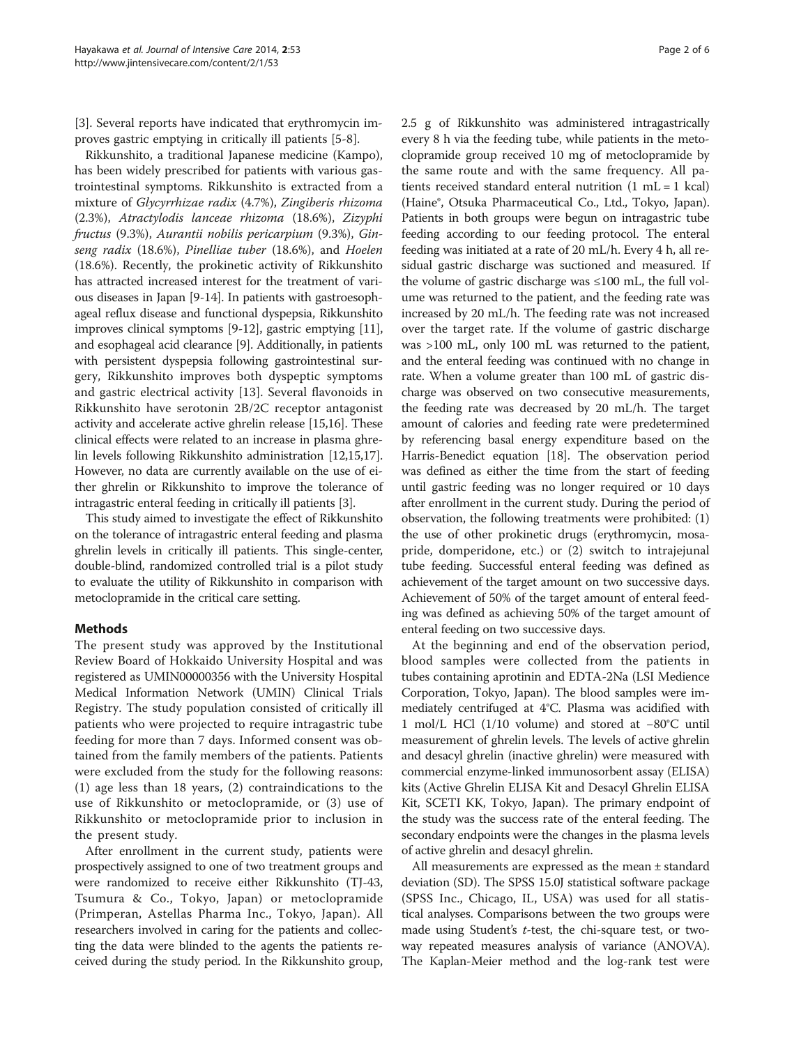[3]. Several reports have indicated that erythromycin improves gastric emptying in critically ill patients [5-8].

Rikkunshito, a traditional Japanese medicine (Kampo), has been widely prescribed for patients with various gastrointestinal symptoms. Rikkunshito is extracted from a mixture of *Glycyrrhizae radix* (4.7%), *Zingiberis rhizoma* (2.3%), *Atractylodis lanceae rhizoma* (18.6%), *Zizyphi fructus* (9.3%), *Aurantii nobilis pericarpium* (9.3%), *Ginseng radix* (18.6%), *Pinelliae tuber* (18.6%), and *Hoelen* (18.6%). Recently, the prokinetic activity of Rikkunshito has attracted increased interest for the treatment of various diseases in Japan [9-14]. In patients with gastroesophageal reflux disease and functional dyspepsia, Rikkunshito improves clinical symptoms [9-12], gastric emptying [11], and esophageal acid clearance [9]. Additionally, in patients with persistent dyspepsia following gastrointestinal surgery, Rikkunshito improves both dyspeptic symptoms and gastric electrical activity [13]. Several flavonoids in Rikkunshito have serotonin 2B/2C receptor antagonist activity and accelerate active ghrelin release [15,16]. These clinical effects were related to an increase in plasma ghrelin levels following Rikkunshito administration [12,15,17]. However, no data are currently available on the use of either ghrelin or Rikkunshito to improve the tolerance of intragastric enteral feeding in critically ill patients [3].

This study aimed to investigate the effect of Rikkunshito on the tolerance of intragastric enteral feeding and plasma ghrelin levels in critically ill patients. This single-center, double-blind, randomized controlled trial is a pilot study to evaluate the utility of Rikkunshito in comparison with metoclopramide in the critical care setting.

## Methods

The present study was approved by the Institutional Review Board of Hokkaido University Hospital and was registered as UMIN00000356 with the University Hospital Medical Information Network (UMIN) Clinical Trials Registry. The study population consisted of critically ill patients who were projected to require intragastric tube feeding for more than 7 days. Informed consent was obtained from the family members of the patients. Patients were excluded from the study for the following reasons: (1) age less than 18 years, (2) contraindications to the use of Rikkunshito or metoclopramide, or (3) use of Rikkunshito or metoclopramide prior to inclusion in the present study.

After enrollment in the current study, patients were prospectively assigned to one of two treatment groups and were randomized to receive either Rikkunshito (TJ-43, Tsumura & Co., Tokyo, Japan) or metoclopramide (Primperan, Astellas Pharma Inc., Tokyo, Japan). All researchers involved in caring for the patients and collecting the data were blinded to the agents the patients received during the study period. In the Rikkunshito group, 2.5 g of Rikkunshito was administered intragastrically every 8 h via the feeding tube, while patients in the metoclopramide group received 10 mg of metoclopramide by the same route and with the same frequency. All patients received standard enteral nutrition (1 mL = 1 kcal) (Haine®, Otsuka Pharmaceutical Co., Ltd., Tokyo, Japan). Patients in both groups were begun on intragastric tube feeding according to our feeding protocol. The enteral feeding was initiated at a rate of 20 mL/h. Every 4 h, all residual gastric discharge was suctioned and measured. If the volume of gastric discharge was ≤100 mL, the full volume was returned to the patient, and the feeding rate was increased by 20 mL/h. The feeding rate was not increased over the target rate. If the volume of gastric discharge was >100 mL, only 100 mL was returned to the patient, and the enteral feeding was continued with no change in rate. When a volume greater than 100 mL of gastric discharge was observed on two consecutive measurements, the feeding rate was decreased by 20 mL/h. The target amount of calories and feeding rate were predetermined by referencing basal energy expenditure based on the Harris-Benedict equation [18]. The observation period was defined as either the time from the start of feeding until gastric feeding was no longer required or 10 days after enrollment in the current study. During the period of observation, the following treatments were prohibited: (1) the use of other prokinetic drugs (erythromycin, mosapride, domperidone, etc.) or (2) switch to intrajejunal tube feeding. Successful enteral feeding was defined as achievement of the target amount on two successive days. Achievement of 50% of the target amount of enteral feeding was defined as achieving 50% of the target amount of enteral feeding on two successive days.

At the beginning and end of the observation period, blood samples were collected from the patients in tubes containing aprotinin and EDTA-2Na (LSI Medience Corporation, Tokyo, Japan). The blood samples were immediately centrifuged at 4°C. Plasma was acidified with 1 mol/L HCl (1/10 volume) and stored at −80°C until measurement of ghrelin levels. The levels of active ghrelin and desacyl ghrelin (inactive ghrelin) were measured with commercial enzyme-linked immunosorbent assay (ELISA) kits (Active Ghrelin ELISA Kit and Desacyl Ghrelin ELISA Kit, SCETI KK, Tokyo, Japan). The primary endpoint of the study was the success rate of the enteral feeding. The secondary endpoints were the changes in the plasma levels of active ghrelin and desacyl ghrelin.

All measurements are expressed as the mean ± standard deviation (SD). The SPSS 15.0J statistical software package (SPSS Inc., Chicago, IL, USA) was used for all statistical analyses. Comparisons between the two groups were made using Student's *t*-test, the chi-square test, or two-way repeated measures analysis of variance (ANOVA). The Kaplan-Meier method and the log-rank test were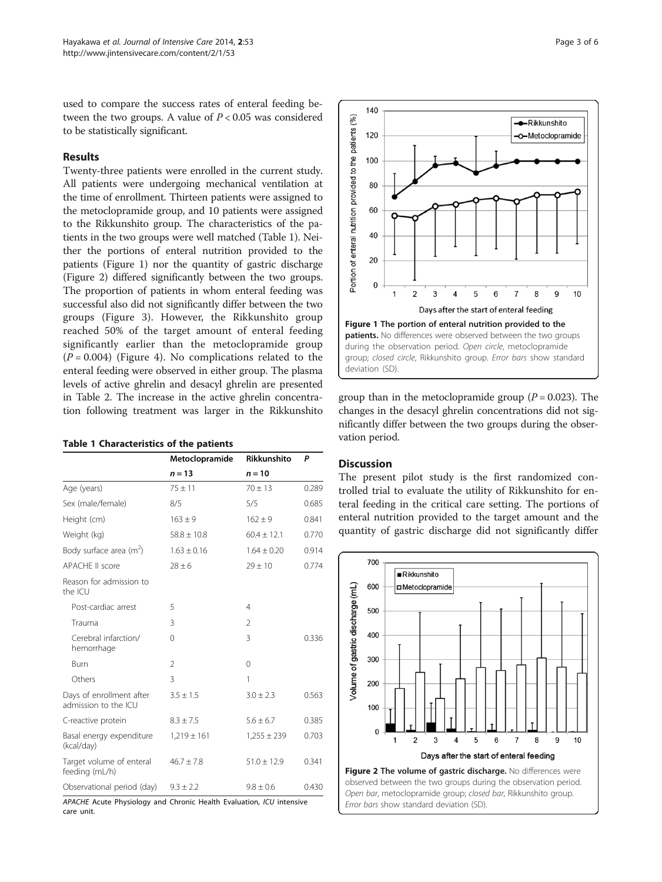used to compare the success rates of enteral feeding between the two groups. A value of $P < 0.05$ was considered to be statistically significant.

## Results

Twenty-three patients were enrolled in the current study. All patients were undergoing mechanical ventilation at the time of enrollment. Thirteen patients were assigned to the metoclopramide group, and 10 patients were assigned to the Rikkunshito group. The characteristics of the patients in the two groups were well matched (Table 1). Neither the portions of enteral nutrition provided to the patients (Figure 1) nor the quantity of gastric discharge (Figure 2) differed significantly between the two groups. The proportion of patients in whom enteral feeding was successful also did not significantly differ between the two groups (Figure 3). However, the Rikkunshito group reached 50% of the target amount of enteral feeding significantly earlier than the metoclopramide group ($P = 0.004$) (Figure 4). No complications related to the enteral feeding were observed in either group. The plasma levels of active ghrelin and desacyl ghrelin are presented in Table 2. The increase in the active ghrelin concentration following treatment was larger in the Rikkunshito group than in the metoclopramide group ($P = 0.023$). The changes in the desacyl ghrelin concentrations did not significantly differ between the two groups during the observation period.

**Table 1 Characteristics of the patients**

| | Metoclopramide | Rikkunshito | P |
|---|---|---|---|
| | n = 13 | n = 10 | |
| Age (years) | 75 ± 11 | 70 ± 13 | 0.289 |
| Sex (male/female) | 8/5 | 5/5 | 0.685 |
| Height (cm) | 163 ± 9 | 162 ± 9 | 0.841 |
| Weight (kg) | 58.8 ± 10.8 | 60.4 ± 12.1 | 0.770 |
| Body surface area ($m^2$) | 1.63 ± 0.16 | 1.64 ± 0.20 | 0.914 |
| APACHE II score | 28 ± 6 | 29 ± 10 | 0.774 |
| Reason for admission to the ICU | | | |
| Post-cardiac arrest | 5 | 4 | |
| Trauma | 3 | 2 | |
| Cerebral infarction/ hemorrhage | 0 | 3 | 0.336 |
| Burn | 2 | 0 | |
| Others | 3 | 1 | |
| Days of enrollment after admission to the ICU | 3.5 ± 1.5 | 3.0 ± 2.3 | 0.563 |
| C-reactive protein | 8.3 ± 7.5 | 5.6 ± 6.7 | 0.385 |
| Basal energy expenditure (kcal/day) | 1,219 ± 161 | 1,255 ± 239 | 0.703 |
| Target volume of enteral feeding (mL/h) | 46.7 ± 7.8 | 51.0 ± 12.9 | 0.341 |
| Observational period (day) | 9.3 ± 2.2 | 9.8 ± 0.6 | 0.430 |

*APACHE* Acute Physiology and Chronic Health Evaluation, *ICU* intensive care unit.

**Figure 1 The portion of enteral nutrition provided to the patients.** No differences were observed between the two groups during the observation period. *Open circle*, metoclopramide group; *closed circle*, Rikkunshito group. *Error bars* show standard deviation (SD).

## Discussion

The present pilot study is the first randomized controlled trial to evaluate the utility of Rikkunshito for enteral feeding in the critical care setting. The portions of enteral nutrition provided to the target amount and the quantity of gastric discharge did not significantly differ

**Figure 2 The volume of gastric discharge.** No differences were observed between the two groups during the observation period. *Open bar*, metoclopramide group; *closed bar*, Rikkunshito group. *Error bars* show standard deviation (SD).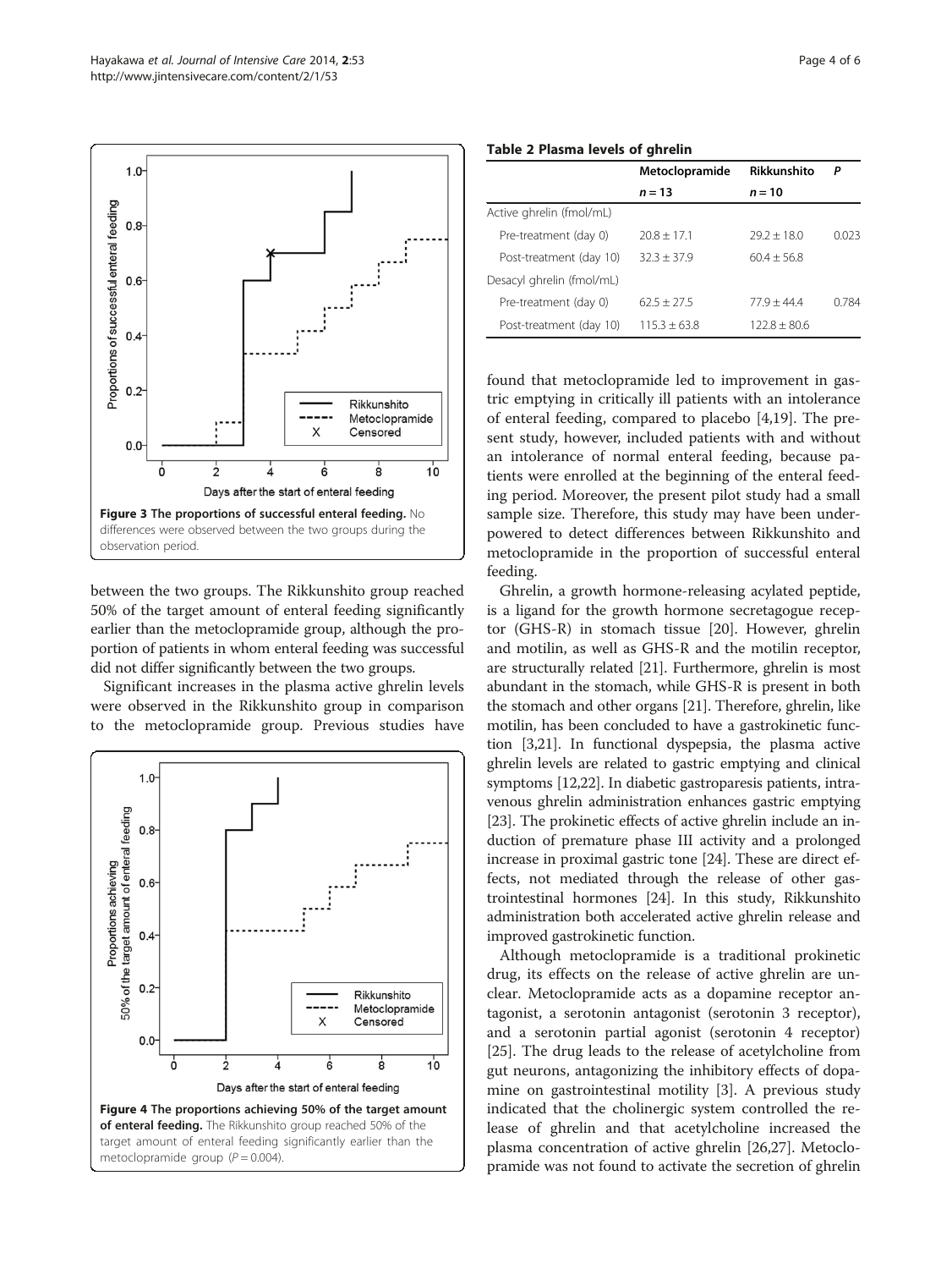**Figure 3 The proportions of successful enteral feeding.** No differences were observed between the two groups during the observation period.

between the two groups. The Rikkunshito group reached 50% of the target amount of enteral feeding significantly earlier than the metoclopramide group, although the proportion of patients in whom enteral feeding was successful did not differ significantly between the two groups.

Significant increases in the plasma active ghrelin levels were observed in the Rikkunshito group in comparison to the metoclopramide group. Previous studies have found that metoclopramide led to improvement in gastric emptying in critically ill patients with an intolerance of enteral feeding, compared to placebo [4,19]. The present study, however, included patients with and without an intolerance of normal enteral feeding, because patients were enrolled at the beginning of the enteral feeding period. Moreover, the present pilot study had a small sample size. Therefore, this study may have been underpowered to detect differences between Rikkunshito and metoclopramide in the proportion of successful enteral feeding.

**Figure 4 The proportions achieving 50% of the target amount of enteral feeding.** The Rikkunshito group reached 50% of the target amount of enteral feeding significantly earlier than the metoclopramide group ($P = 0.004$).

**Table 2 Plasma levels of ghrelin**

| | Metoclopramide $n = 13$ | Rikkunshito $n = 10$ | $P$ |
|---|---|---|---|
| Active ghrelin (fmol/mL) | | | |
| Pre-treatment (day 0) | 20.8 ± 17.1 | 29.2 ± 18.0 | 0.023 |
| Post-treatment (day 10) | 32.3 ± 37.9 | 60.4 ± 56.8 | |
| Desacyl ghrelin (fmol/mL) | | | |
| Pre-treatment (day 0) | 62.5 ± 27.5 | 77.9 ± 44.4 | 0.784 |
| Post-treatment (day 10) | 115.3 ± 63.8 | 122.8 ± 80.6 | |

Ghrelin, a growth hormone-releasing acylated peptide, is a ligand for the growth hormone secretagogue receptor (GHS-R) in stomach tissue [20]. However, ghrelin and motilin, as well as GHS-R and the motilin receptor, are structurally related [21]. Furthermore, ghrelin is most abundant in the stomach, while GHS-R is present in both the stomach and other organs [21]. Therefore, ghrelin, like motilin, has been concluded to have a gastrokinetic function [3,21]. In functional dyspepsia, the plasma active ghrelin levels are related to gastric emptying and clinical symptoms [12,22]. In diabetic gastroparesis patients, intravenous ghrelin administration enhances gastric emptying [23]. The prokinetic effects of active ghrelin include an induction of premature phase III activity and a prolonged increase in proximal gastric tone [24]. These are direct effects, not mediated through the release of other gastrointestinal hormones [24]. In this study, Rikkunshito administration both accelerated active ghrelin release and improved gastrokinetic function.

Although metoclopramide is a traditional prokinetic drug, its effects on the release of active ghrelin are unclear. Metoclopramide acts as a dopamine receptor antagonist, a serotonin antagonist (serotonin 3 receptor), and a serotonin partial agonist (serotonin 4 receptor) [25]. The drug leads to the release of acetylcholine from gut neurons, antagonizing the inhibitory effects of dopamine on gastrointestinal motility [3]. A previous study indicated that the cholinergic system controlled the release of ghrelin and that acetylcholine increased the plasma concentration of active ghrelin [26,27]. Metoclopramide was not found to activate the secretion of ghrelin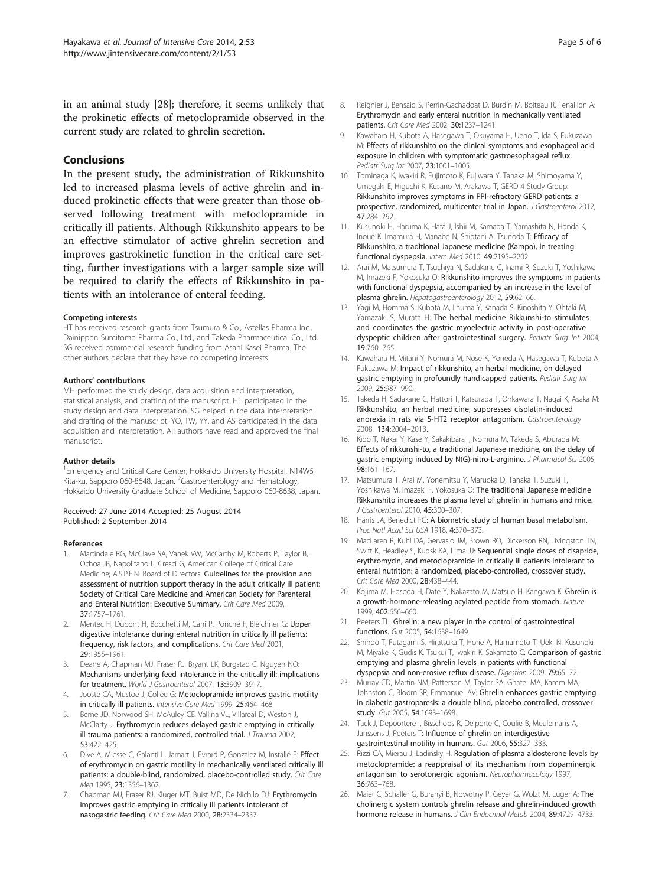in an animal study [28]; therefore, it seems unlikely that the prokinetic effects of metoclopramide observed in the current study are related to ghrelin secretion.

## Conclusions

In the present study, the administration of Rikkunshito led to increased plasma levels of active ghrelin and induced prokinetic effects that were greater than those observed following treatment with metoclopramide in critically ill patients. Although Rikkunshito appears to be an effective stimulator of active ghrelin secretion and improves gastrokinetic function in the critical care setting, further investigations with a larger sample size will be required to clarify the effects of Rikkunshito in patients with an intolerance of enteral feeding.

#### Competing interests

HT has received research grants from Tsumura & Co., Astellas Pharma Inc., Dainippon Sumitomo Pharma Co., Ltd., and Takeda Pharmaceutical Co., Ltd. SG received commercial research funding from Asahi Kasei Pharma. The other authors declare that they have no competing interests.

#### Authors' contributions

MH performed the study design, data acquisition and interpretation, statistical analysis, and drafting of the manuscript. HT participated in the study design and data interpretation. SG helped in the data interpretation and drafting of the manuscript. YO, TW, YY, and AS participated in the data acquisition and interpretation. All authors have read and approved the final manuscript.

#### Author details

[1]Emergency and Critical Care Center, Hokkaido University Hospital, N14W5 Kita-ku, Sapporo 060-8648, Japan. [2]Gastroenterology and Hematology, Hokkaido University Graduate School of Medicine, Sapporo 060-8638, Japan.

Received: 27 June 2014 Accepted: 25 August 2014
Published: 2 September 2014

#### References

1. Martindale RG, McClave SA, Vanek VW, McCarthy M, Roberts P, Taylor B, Ochoa JB, Napolitano L, Cresci G, American College of Critical Care Medicine; A.S.P.E.N. Board of Directors: **Guidelines for the provision and assessment of nutrition support therapy in the adult critically ill patient: Society of Critical Care Medicine and American Society for Parenteral and Enteral Nutrition: Executive Summary.** *Crit Care Med* 2009, **37:**1757–1761.
2. Mentec H, Dupont H, Bocchetti M, Cani P, Ponche F, Bleichner G: **Upper digestive intolerance during enteral nutrition in critically ill patients: frequency, risk factors, and complications.** *Crit Care Med* 2001, **29:**1955–1961.
3. Deane A, Chapman MJ, Fraser RJ, Bryant LK, Burgstad C, Nguyen NQ: **Mechanisms underlying feed intolerance in the critically ill: implications for treatment.** *World J Gastroenterol* 2007, **13:**3909–3917.
4. Jooste CA, Mustoe J, Collee G: **Metoclopramide improves gastric motility in critically ill patients.** *Intensive Care Med* 1999, **25:**464–468.
5. Berne JD, Norwood SH, McAuley CE, Vallina VL, Villareal D, Weston J, McClarty J: **Erythromycin reduces delayed gastric emptying in critically ill trauma patients: a randomized, controlled trial.** *J Trauma* 2002, **53:**422–425.
6. Dive A, Miesse C, Galanti L, Jamart J, Evrard P, Gonzalez M, Installé E: **Effect of erythromycin on gastric motility in mechanically ventilated critically ill patients: a double-blind, randomized, placebo-controlled study.** *Crit Care Med* 1995, **23:**1356–1362.
7. Chapman MJ, Fraser RJ, Kluger MT, Buist MD, De Nichilo DJ: **Erythromycin improves gastric emptying in critically ill patients intolerant of nasogastric feeding.** *Crit Care Med* 2000, **28:**2334–2337.
8. Reignier J, Bensaid S, Perrin-Gachadoat D, Burdin M, Boiteau R, Tenaillon A: **Erythromycin and early enteral nutrition in mechanically ventilated patients.** *Crit Care Med* 2002, **30:**1237–1241.
9. Kawahara H, Kubota A, Hasegawa T, Okuyama H, Ueno T, Ida S, Fukuzawa M: **Effects of rikkunshito on the clinical symptoms and esophageal acid exposure in children with symptomatic gastroesophageal reflux.** *Pediatr Surg Int* 2007, **23:**1001–1005.
10. Tominaga K, Iwakiri R, Fujimoto K, Fujiwara Y, Tanaka M, Shimoyama Y, Umegaki E, Higuchi K, Kusano M, Arakawa T, GERD 4 Study Group: **Rikkunshito improves symptoms in PPI-refractory GERD patients: a prospective, randomized, multicenter trial in Japan.** *J Gastroenterol* 2012, **47:**284–292.
11. Kusunoki H, Haruma K, Hata J, Ishii M, Kamada T, Yamashita N, Honda K, Inoue K, Imamura H, Manabe N, Shiotani A, Tsunoda T: **Efficacy of Rikkunshito, a traditional Japanese medicine (Kampo), in treating functional dyspepsia.** *Intern Med* 2010, **49:**2195–2202.
12. Arai M, Matsumura T, Tsuchiya N, Sadakane C, Inami R, Suzuki T, Yoshikawa M, Imazeki F, Yokosuka O: **Rikkunshito improves the symptoms in patients with functional dyspepsia, accompanied by an increase in the level of plasma ghrelin.** *Hepatogastroenterology* 2012, **59:**62–66.
13. Yagi M, Homma S, Kubota M, Iinuma Y, Kanada S, Kinoshita Y, Ohtaki M, Yamazaki S, Murata H: **The herbal medicine Rikkunshi-to stimulates and coordinates the gastric myoelectric activity in post-operative dyspeptic children after gastrointestinal surgery.** *Pediatr Surg Int* 2004, **19:**760–765.
14. Kawahara H, Mitani Y, Nomura M, Nose K, Yoneda A, Hasegawa T, Kubota A, Fukuzawa M: **Impact of rikkunshito, an herbal medicine, on delayed gastric emptying in profoundly handicapped patients.** *Pediatr Surg Int* 2009, **25:**987–990.
15. Takeda H, Sadakane C, Hattori T, Katsurada T, Ohkawara T, Nagai K, Asaka M: **Rikkunshito, an herbal medicine, suppresses cisplatin-induced anorexia in rats via 5-HT2 receptor antagonism.** *Gastroenterology* 2008, **134:**2004–2013.
16. Kido T, Nakai Y, Kase Y, Sakakibara I, Nomura M, Takeda S, Aburada M: **Effects of rikkunshi-to, a traditional Japanese medicine, on the delay of gastric emptying induced by N(G)-nitro-L-arginine.** *J Pharmacol Sci* 2005, **98:**161–167.
17. Matsumura T, Arai M, Yonemitsu Y, Maruoka D, Tanaka T, Suzuki T, Yoshikawa M, Imazeki F, Yokosuka O: **The traditional Japanese medicine Rikkunshito increases the plasma level of ghrelin in humans and mice.** *J Gastroenterol* 2010, **45:**300–307.
18. Harris JA, Benedict FG: **A biometric study of human basal metabolism.** *Proc Natl Acad Sci USA* 1918, **4:**370–373.
19. MacLaren R, Kuhl DA, Gervasio JM, Brown RO, Dickerson RN, Livingston TN, Swift K, Headley S, Kudsk KA, Lima JJ: **Sequential single doses of cisapride, erythromycin, and metoclopramide in critically ill patients intolerant to enteral nutrition: a randomized, placebo-controlled, crossover study.** *Crit Care Med* 2000, **28:**438–444.
20. Kojima M, Hosoda H, Date Y, Nakazato M, Matsuo H, Kangawa K: **Ghrelin is a growth-hormone-releasing acylated peptide from stomach.** *Nature* 1999, **402:**656–660.
21. Peeters TL: **Ghrelin: a new player in the control of gastrointestinal functions.** *Gut* 2005, **54:**1638–1649.
22. Shindo T, Futagami S, Hiratsuka T, Horie A, Hamamoto T, Ueki N, Kusunoki M, Miyake K, Gudis K, Tsukui T, Iwakiri K, Sakamoto C: **Comparison of gastric emptying and plasma ghrelin levels in patients with functional dyspepsia and non-erosive reflux disease.** *Digestion* 2009, **79:**65–72.
23. Murray CD, Martin NM, Patterson M, Taylor SA, Ghatei MA, Kamm MA, Johnston C, Bloom SR, Emmanuel AV: **Ghrelin enhances gastric emptying in diabetic gastroparesis: a double blind, placebo controlled, crossover study.** *Gut* 2005, **54:**1693–1698.
24. Tack J, Depoortere I, Bisschops R, Delporte C, Coulie B, Meulemans A, Janssens J, Peeters T: **Influence of ghrelin on interdigestive gastrointestinal motility in humans.** *Gut* 2006, **55:**327–333.
25. Rizzi CA, Mierau J, Ladinsky H: **Regulation of plasma aldosterone levels by metoclopramide: a reappraisal of its mechanism from dopaminergic antagonism to serotonergic agonism.** *Neuropharmacology* 1997, **36:**763–768.
26. Maier C, Schaller G, Buranyi B, Nowotny P, Geyer G, Wolzt M, Luger A: **The cholinergic system controls ghrelin release and ghrelin-induced growth hormone release in humans.** *J Clin Endocrinol Metab* 2004, **89:**4729–4733.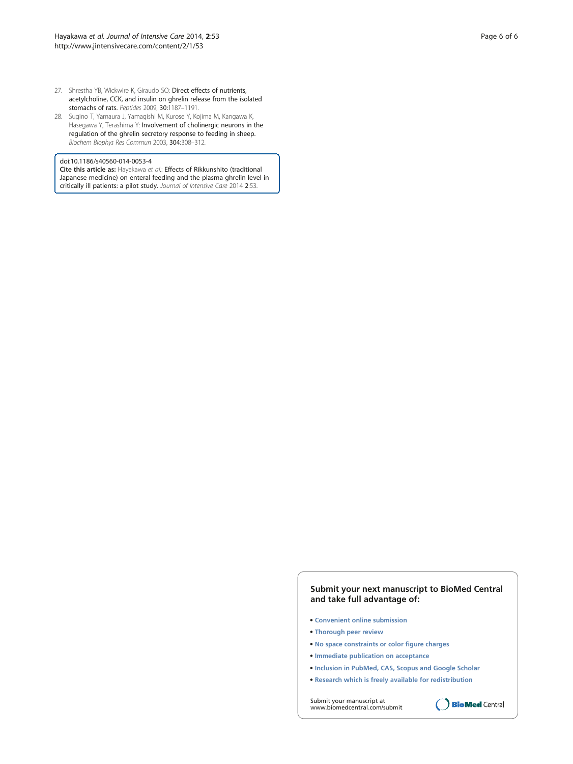27. Shrestha YB, Wickwire K, Giraudo SQ: Direct effects of nutrients, acetylcholine, CCK, and insulin on ghrelin release from the isolated stomachs of rats. *Peptides* 2009, **30:**1187–1191.
28. Sugino T, Yamaura J, Yamagishi M, Kurose Y, Kojima M, Kangawa K, Hasegawa Y, Terashima Y: Involvement of cholinergic neurons in the regulation of the ghrelin secretory response to feeding in sheep. *Biochem Biophys Res Commun* 2003, **304:**308–312.

doi:10.1186/s40560-014-0053-4
**Cite this article as:** Hayakawa *et al.*: Effects of Rikkunshito (traditional Japanese medicine) on enteral feeding and the plasma ghrelin level in critically ill patients: a pilot study. *Journal of Intensive Care* 2014 **2**:53.

**Submit your next manuscript to BioMed Central and take full advantage of:**

- **Convenient online submission**
- **Thorough peer review**
- **No space constraints or color figure charges**
- **Immediate publication on acceptance**
- **Inclusion in PubMed, CAS, Scopus and Google Scholar**
- **Research which is freely available for redistribution**

Submit your manuscript at
www.biomedcentral.com/submit

BioMed Central